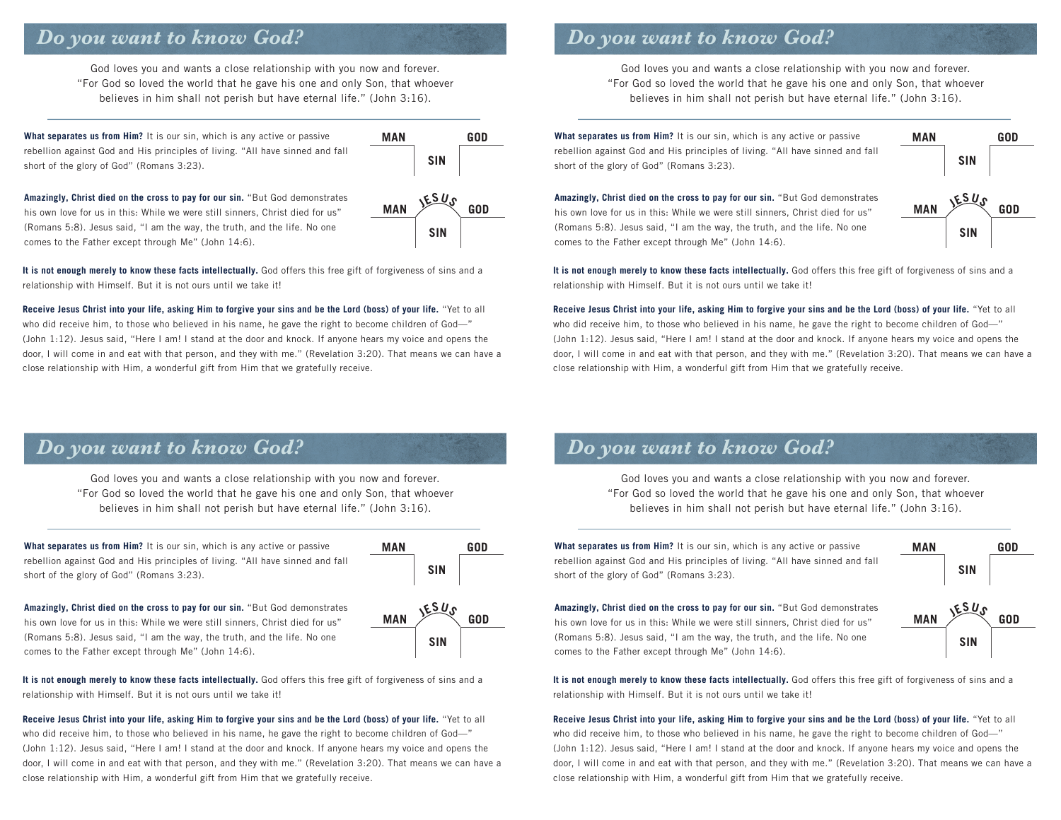## *Do you want to know God?*

God loves you and wants a close relationship with you now and forever. "For God so loved the world that he gave his one and only Son, that whoever believes in him shall not perish but have eternal life." (John 3:16).

**What separates us from Him?** It is our sin, which is any active or passive rebellion against God and His principles of living. "All have sinned and fall short of the glory of God" (Romans 3:23).

MAN GOD
SIN

**Amazingly, Christ died on the cross to pay for our sin.** "But God demonstrates his own love for us in this: While we were still sinners, Christ died for us" (Romans 5:8). Jesus said, "I am the way, the truth, and the life. No one comes to the Father except through Me" (John 14:6).

JESUS
MAN GOD
SIN

**It is not enough merely to know these facts intellectually.** God offers this free gift of forgiveness of sins and a relationship with Himself. But it is not ours until we take it!

**Receive Jesus Christ into your life, asking Him to forgive your sins and be the Lord (boss) of your life.** "Yet to all who did receive him, to those who believed in his name, he gave the right to become children of God—" (John 1:12). Jesus said, "Here I am! I stand at the door and knock. If anyone hears my voice and opens the door, I will come in and eat with that person, and they with me." (Revelation 3:20). That means we can have a close relationship with Him, a wonderful gift from Him that we gratefully receive.

## *Do you want to know God?*

God loves you and wants a close relationship with you now and forever. "For God so loved the world that he gave his one and only Son, that whoever believes in him shall not perish but have eternal life." (John 3:16).

**What separates us from Him?** It is our sin, which is any active or passive rebellion against God and His principles of living. "All have sinned and fall short of the glory of God" (Romans 3:23).

MAN GOD
SIN

**Amazingly, Christ died on the cross to pay for our sin.** "But God demonstrates his own love for us in this: While we were still sinners, Christ died for us" (Romans 5:8). Jesus said, "I am the way, the truth, and the life. No one comes to the Father except through Me" (John 14:6).

JESUS
MAN GOD
SIN

**It is not enough merely to know these facts intellectually.** God offers this free gift of forgiveness of sins and a relationship with Himself. But it is not ours until we take it!

**Receive Jesus Christ into your life, asking Him to forgive your sins and be the Lord (boss) of your life.** "Yet to all who did receive him, to those who believed in his name, he gave the right to become children of God—" (John 1:12). Jesus said, "Here I am! I stand at the door and knock. If anyone hears my voice and opens the door, I will come in and eat with that person, and they with me." (Revelation 3:20). That means we can have a close relationship with Him, a wonderful gift from Him that we gratefully receive.

## *Do you want to know God?*

God loves you and wants a close relationship with you now and forever. "For God so loved the world that he gave his one and only Son, that whoever believes in him shall not perish but have eternal life." (John 3:16).

**What separates us from Him?** It is our sin, which is any active or passive rebellion against God and His principles of living. "All have sinned and fall short of the glory of God" (Romans 3:23).

MAN GOD
SIN

**Amazingly, Christ died on the cross to pay for our sin.** "But God demonstrates his own love for us in this: While we were still sinners, Christ died for us" (Romans 5:8). Jesus said, "I am the way, the truth, and the life. No one comes to the Father except through Me" (John 14:6).

JESUS
MAN GOD
SIN

**It is not enough merely to know these facts intellectually.** God offers this free gift of forgiveness of sins and a relationship with Himself. But it is not ours until we take it!

**Receive Jesus Christ into your life, asking Him to forgive your sins and be the Lord (boss) of your life.** "Yet to all who did receive him, to those who believed in his name, he gave the right to become children of God—" (John 1:12). Jesus said, "Here I am! I stand at the door and knock. If anyone hears my voice and opens the door, I will come in and eat with that person, and they with me." (Revelation 3:20). That means we can have a close relationship with Him, a wonderful gift from Him that we gratefully receive.

## *Do you want to know God?*

God loves you and wants a close relationship with you now and forever. "For God so loved the world that he gave his one and only Son, that whoever believes in him shall not perish but have eternal life." (John 3:16).

**What separates us from Him?** It is our sin, which is any active or passive rebellion against God and His principles of living. "All have sinned and fall short of the glory of God" (Romans 3:23).

MAN GOD
SIN

**Amazingly, Christ died on the cross to pay for our sin.** "But God demonstrates his own love for us in this: While we were still sinners, Christ died for us" (Romans 5:8). Jesus said, "I am the way, the truth, and the life. No one comes to the Father except through Me" (John 14:6).

JESUS
MAN GOD
SIN

**It is not enough merely to know these facts intellectually.** God offers this free gift of forgiveness of sins and a relationship with Himself. But it is not ours until we take it!

**Receive Jesus Christ into your life, asking Him to forgive your sins and be the Lord (boss) of your life.** "Yet to all who did receive him, to those who believed in his name, he gave the right to become children of God—" (John 1:12). Jesus said, "Here I am! I stand at the door and knock. If anyone hears my voice and opens the door, I will come in and eat with that person, and they with me." (Revelation 3:20). That means we can have a close relationship with Him, a wonderful gift from Him that we gratefully receive.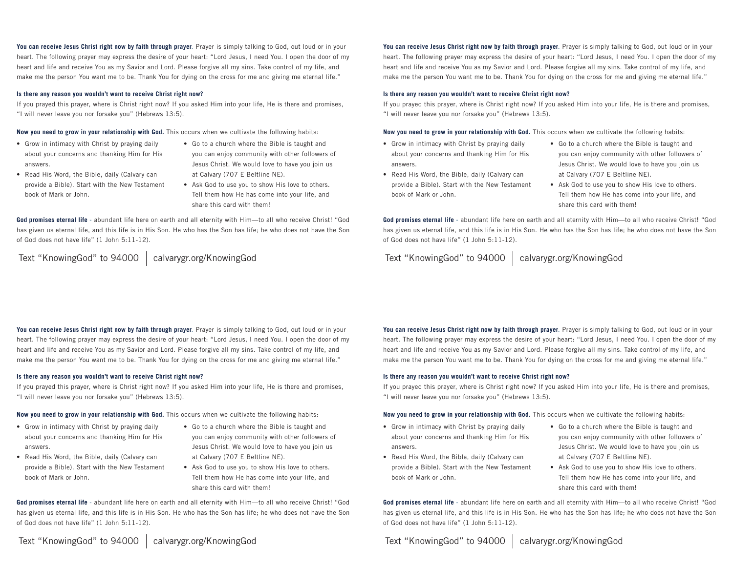**You can receive Jesus Christ right now by faith through prayer**. Prayer is simply talking to God, out loud or in your heart. The following prayer may express the desire of your heart: "Lord Jesus, I need You. I open the door of my heart and life and receive You as my Savior and Lord. Please forgive all my sins. Take control of my life, and make me the person You want me to be. Thank You for dying on the cross for me and giving me eternal life."

**Is there any reason you wouldn't want to receive Christ right now?**

If you prayed this prayer, where is Christ right now? If you asked Him into your life, He is there and promises, "I will never leave you nor forsake you" (Hebrews 13:5).

**Now you need to grow in your relationship with God.** This occurs when we cultivate the following habits:

- Grow in intimacy with Christ by praying daily about your concerns and thanking Him for His answers.
- Read His Word, the Bible, daily (Calvary can provide a Bible). Start with the New Testament book of Mark or John.
- Go to a church where the Bible is taught and you can enjoy community with other followers of Jesus Christ. We would love to have you join us at Calvary (707 E Beltline NE).
- Ask God to use you to show His love to others. Tell them how He has come into your life, and share this card with them!

**God promises eternal life** - abundant life here on earth and all eternity with Him—to all who receive Christ! "God has given us eternal life, and this life is in His Son. He who has the Son has life; he who does not have the Son of God does not have life" (1 John 5:11-12).

Text "KnowingGod" to 94000 | calvarygr.org/KnowingGod

**You can receive Jesus Christ right now by faith through prayer**. Prayer is simply talking to God, out loud or in your heart. The following prayer may express the desire of your heart: "Lord Jesus, I need You. I open the door of my heart and life and receive You as my Savior and Lord. Please forgive all my sins. Take control of my life, and make me the person You want me to be. Thank You for dying on the cross for me and giving me eternal life."

**Is there any reason you wouldn't want to receive Christ right now?**

If you prayed this prayer, where is Christ right now? If you asked Him into your life, He is there and promises, "I will never leave you nor forsake you" (Hebrews 13:5).

**Now you need to grow in your relationship with God.** This occurs when we cultivate the following habits:

- Grow in intimacy with Christ by praying daily about your concerns and thanking Him for His answers.
- Read His Word, the Bible, daily (Calvary can provide a Bible). Start with the New Testament book of Mark or John.
- Go to a church where the Bible is taught and you can enjoy community with other followers of Jesus Christ. We would love to have you join us at Calvary (707 E Beltline NE).
- Ask God to use you to show His love to others. Tell them how He has come into your life, and share this card with them!

**God promises eternal life** - abundant life here on earth and all eternity with Him—to all who receive Christ! "God has given us eternal life, and this life is in His Son. He who has the Son has life; he who does not have the Son of God does not have life" (1 John 5:11-12).

Text "KnowingGod" to 94000 | calvarygr.org/KnowingGod

**You can receive Jesus Christ right now by faith through prayer**. Prayer is simply talking to God, out loud or in your heart. The following prayer may express the desire of your heart: "Lord Jesus, I need You. I open the door of my heart and life and receive You as my Savior and Lord. Please forgive all my sins. Take control of my life, and make me the person You want me to be. Thank You for dying on the cross for me and giving me eternal life."

**Is there any reason you wouldn't want to receive Christ right now?**

If you prayed this prayer, where is Christ right now? If you asked Him into your life, He is there and promises, "I will never leave you nor forsake you" (Hebrews 13:5).

**Now you need to grow in your relationship with God.** This occurs when we cultivate the following habits:

- Grow in intimacy with Christ by praying daily about your concerns and thanking Him for His answers.
- Read His Word, the Bible, daily (Calvary can provide a Bible). Start with the New Testament book of Mark or John.
- Go to a church where the Bible is taught and you can enjoy community with other followers of Jesus Christ. We would love to have you join us at Calvary (707 E Beltline NE).
- Ask God to use you to show His love to others. Tell them how He has come into your life, and share this card with them!

**God promises eternal life** - abundant life here on earth and all eternity with Him—to all who receive Christ! "God has given us eternal life, and this life is in His Son. He who has the Son has life; he who does not have the Son of God does not have life" (1 John 5:11-12).

Text "KnowingGod" to 94000 | calvarygr.org/KnowingGod

**You can receive Jesus Christ right now by faith through prayer**. Prayer is simply talking to God, out loud or in your heart. The following prayer may express the desire of your heart: "Lord Jesus, I need You. I open the door of my heart and life and receive You as my Savior and Lord. Please forgive all my sins. Take control of my life, and make me the person You want me to be. Thank You for dying on the cross for me and giving me eternal life."

**Is there any reason you wouldn't want to receive Christ right now?**

If you prayed this prayer, where is Christ right now? If you asked Him into your life, He is there and promises, "I will never leave you nor forsake you" (Hebrews 13:5).

**Now you need to grow in your relationship with God.** This occurs when we cultivate the following habits:

- Grow in intimacy with Christ by praying daily about your concerns and thanking Him for His answers.
- Read His Word, the Bible, daily (Calvary can provide a Bible). Start with the New Testament book of Mark or John.
- Go to a church where the Bible is taught and you can enjoy community with other followers of Jesus Christ. We would love to have you join us at Calvary (707 E Beltline NE).
- Ask God to use you to show His love to others. Tell them how He has come into your life, and share this card with them!

**God promises eternal life** - abundant life here on earth and all eternity with Him—to all who receive Christ! "God has given us eternal life, and this life is in His Son. He who has the Son has life; he who does not have the Son of God does not have life" (1 John 5:11-12).

Text "KnowingGod" to 94000 | calvarygr.org/KnowingGod